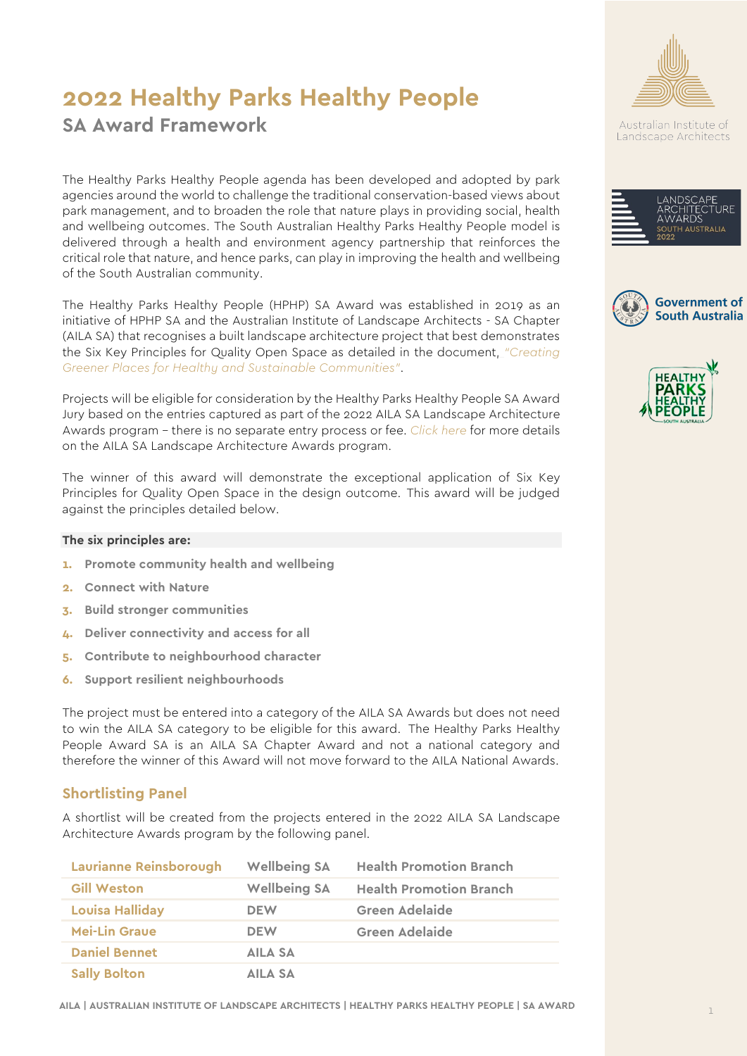# 2022 Healthy Parks Healthy People

## SA Award Framework

The Healthy Parks Healthy People agenda has been developed and adopted by park agencies around the world to challenge the traditional conservation-based views about park management, and to broaden the role that nature plays in providing social, health and wellbeing outcomes. The South Australian Healthy Parks Healthy People model is delivered through a health and environment agency partnership that reinforces the critical role that nature, and hence parks, can play in improving the health and wellbeing of the South Australian community.

The Healthy Parks Healthy People (HPHP) SA Award was established in 2019 as an initiative of HPHP SA and the Australian Institute of Landscape Architects - SA Chapter (AILA SA) that recognises a built landscape architecture project that best demonstrates the Six Key Principles for Quality Open Space as detailed in the document, *"Creating Greener Places for Healthy and Sustainable Communities"*.

Projects will be eligible for consideration by the Healthy Parks Healthy People SA Award Jury based on the entries captured as part of the 2022 AILA SA Landscape Architecture Awards program – there is no separate entry process or fee. *Click here* for more details on the AILA SA Landscape Architecture Awards program.

The winner of this award will demonstrate the exceptional application of Six Key Principles for Quality Open Space in the design outcome. This award will be judged against the principles detailed below.

**The six principles are:**

1. **Promote community health and wellbeing**
2. **Connect with Nature**
3. **Build stronger communities**
4. **Deliver connectivity and access for all**
5. **Contribute to neighbourhood character**
6. **Support resilient neighbourhoods**

The project must be entered into a category of the AILA SA Awards but does not need to win the AILA SA category to be eligible for this award. The Healthy Parks Healthy People Award SA is an AILA SA Chapter Award and not a national category and therefore the winner of this Award will not move forward to the AILA National Awards.

### Shortlisting Panel

A shortlist will be created from the projects entered in the 2022 AILA SA Landscape Architecture Awards program by the following panel.

| | | |
|---|---|---|
| Laurianne Reinsborough | Wellbeing SA | Health Promotion Branch |
| Gill Weston | Wellbeing SA | Health Promotion Branch |
| Louisa Halliday | DEW | Green Adelaide |
| Mei-Lin Graue | DEW | Green Adelaide |
| Daniel Bennet | AILA SA | |
| Sally Bolton | AILA SA | |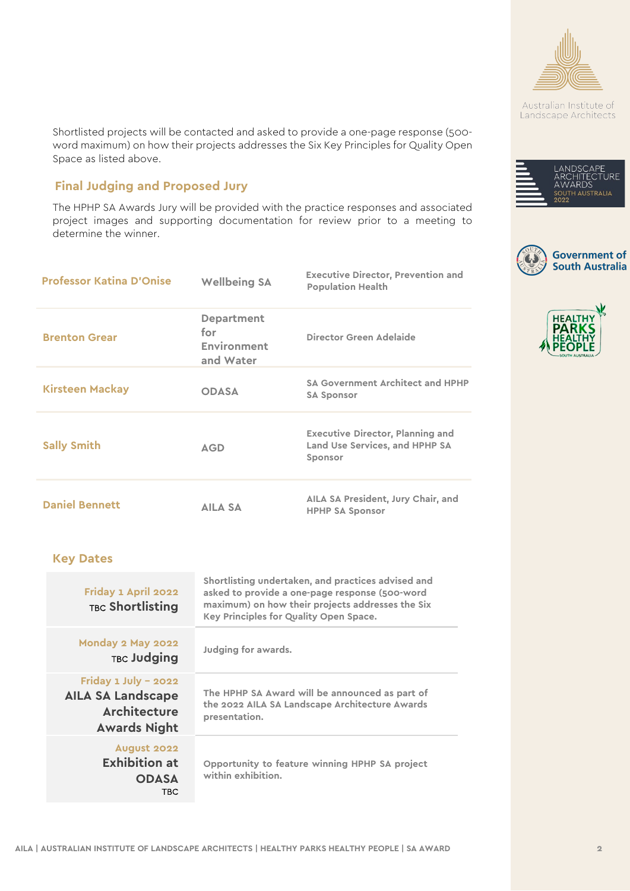Shortlisted projects will be contacted and asked to provide a one-page response (500-word maximum) on how their projects addresses the Six Key Principles for Quality Open Space as listed above.

## Final Judging and Proposed Jury

The HPHP SA Awards Jury will be provided with the practice responses and associated project images and supporting documentation for review prior to a meeting to determine the winner.

| | | |
|---|---|---|
| **Professor Katina D'Onise** | **Wellbeing SA** | **Executive Director, Prevention and Population Health** |
| **Brenton Grear** | **Department for Environment and Water** | **Director Green Adelaide** |
| **Kirsteen Mackay** | **ODASA** | **SA Government Architect and HPHP SA Sponsor** |
| **Sally Smith** | **AGD** | **Executive Director, Planning and Land Use Services, and HPHP SA Sponsor** |
| **Daniel Bennett** | **AILA SA** | **AILA SA President, Jury Chair, and HPHP SA Sponsor** |

## Key Dates

| | |
|---|---|
| **Friday 1 April 2022** TBC **Shortlisting** | **Shortlisting undertaken, and practices advised and asked to provide a one-page response (500-word maximum) on how their projects addresses the Six Key Principles for Quality Open Space.** |
| **Monday 2 May 2022** TBC **Judging** | **Judging for awards.** |
| **Friday 1 July – 2022** **AILA SA Landscape Architecture Awards Night** | **The HPHP SA Award will be announced as part of the 2022 AILA SA Landscape Architecture Awards presentation.** |
| **August 2022** **Exhibition at ODASA** TBC | **Opportunity to feature winning HPHP SA project within exhibition.** |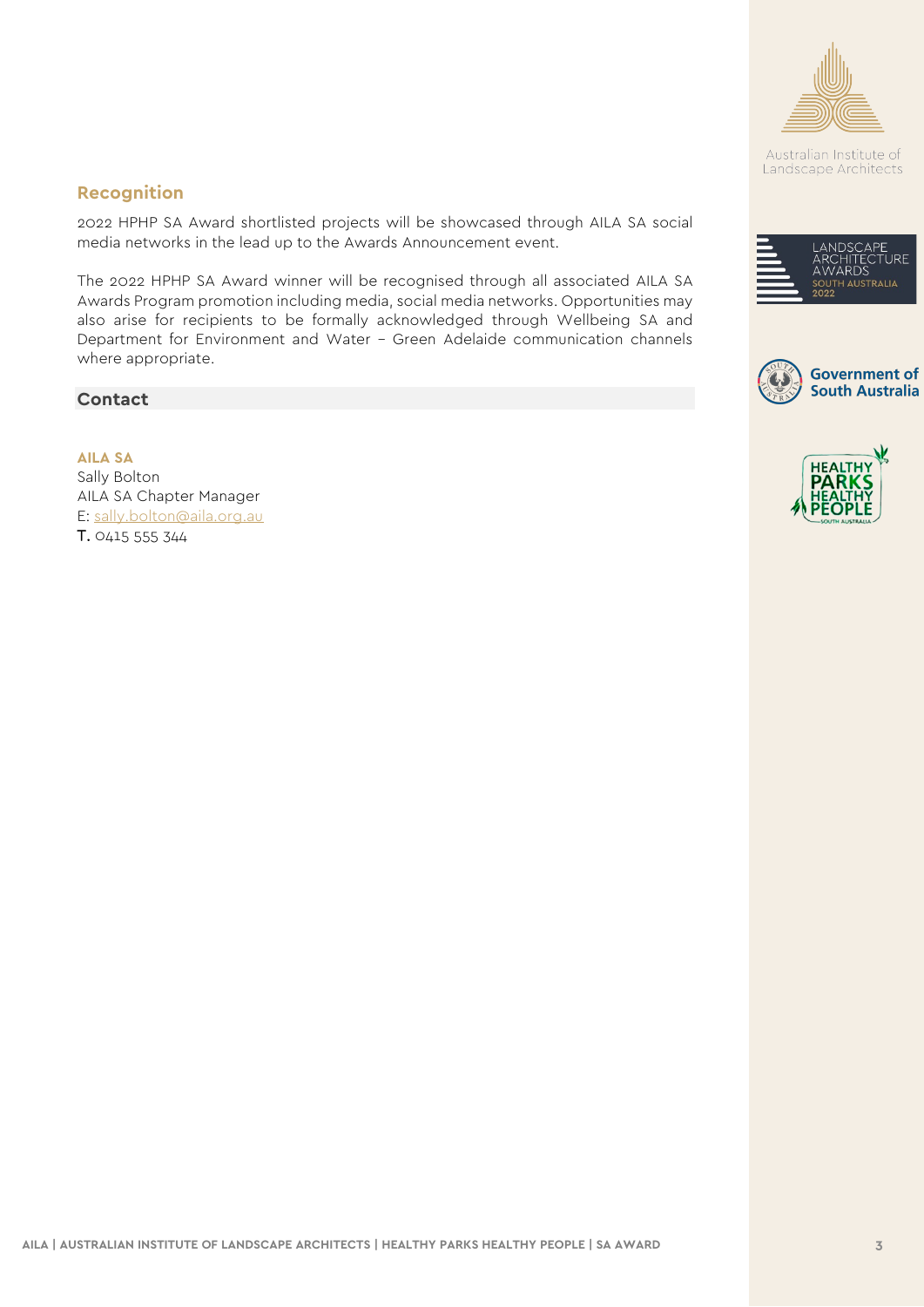## Recognition

2022 HPHP SA Award shortlisted projects will be showcased through AILA SA social media networks in the lead up to the Awards Announcement event.

The 2022 HPHP SA Award winner will be recognised through all associated AILA SA Awards Program promotion including media, social media networks. Opportunities may also arise for recipients to be formally acknowledged through Wellbeing SA and Department for Environment and Water – Green Adelaide communication channels where appropriate.

## Contact

**AILA SA**
Sally Bolton
AILA SA Chapter Manager
E: sally.bolton@aila.org.au
T. 0415 555 344